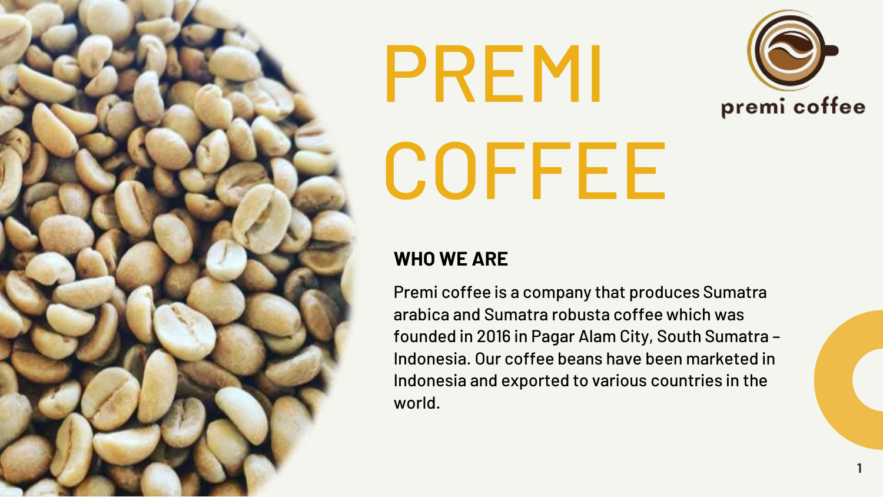# PREMI COFFEE

premi coffee

## WHO WE ARE

Premi coffee is a company that produces Sumatra arabica and Sumatra robusta coffee which was founded in 2016 in Pagar Alam City, South Sumatra – Indonesia. Our coffee beans have been marketed in Indonesia and exported to various countries in the world.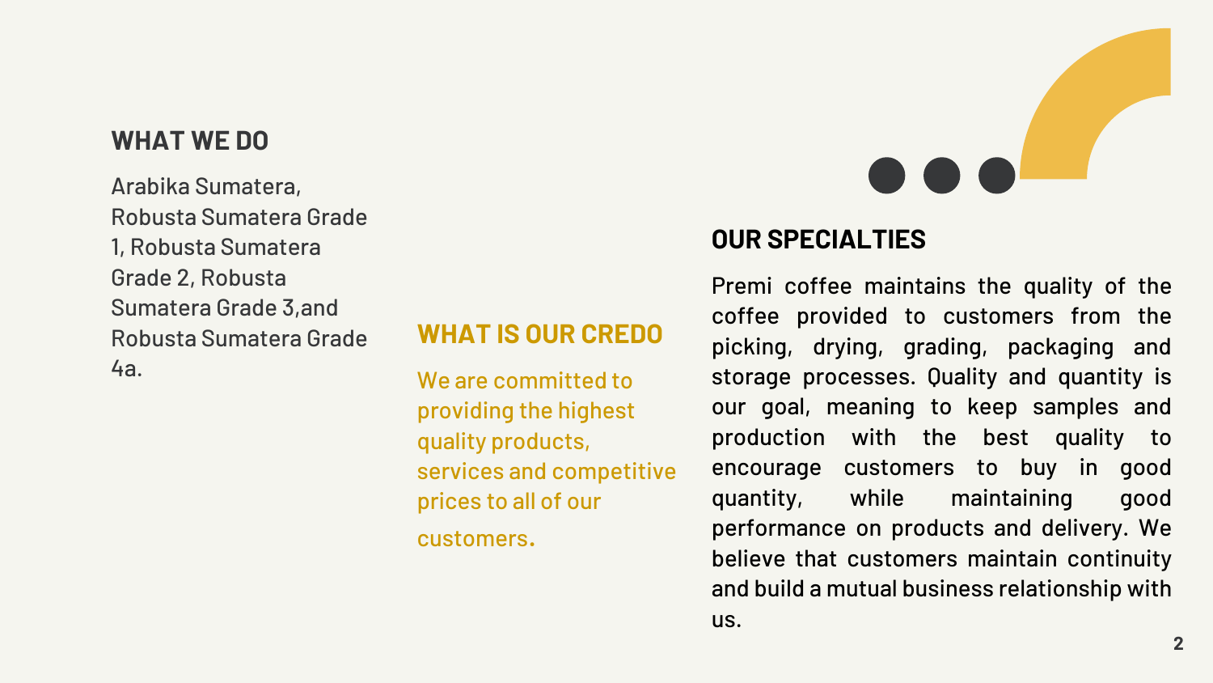## WHAT WE DO

Arabika Sumatera, Robusta Sumatera Grade 1, Robusta Sumatera Grade 2, Robusta Sumatera Grade 3,and Robusta Sumatera Grade 4a.

## WHAT IS OUR CREDO

We are committed to providing the highest quality products, services and competitive prices to all of our customers.

## OUR SPECIALTIES

Premi coffee maintains the quality of the coffee provided to customers from the picking, drying, grading, packaging and storage processes. Quality and quantity is our goal, meaning to keep samples and production with the best quality to encourage customers to buy in good quantity, while maintaining good performance on products and delivery. We believe that customers maintain continuity and build a mutual business relationship with us.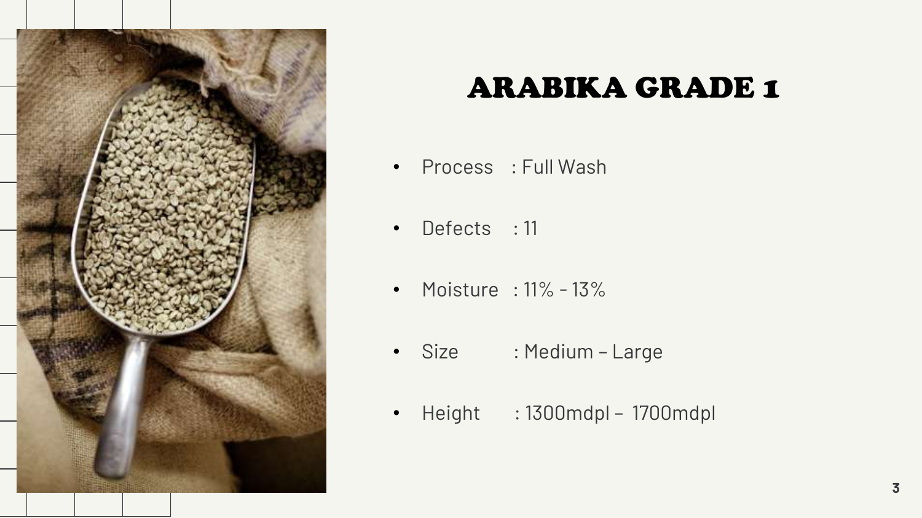# ARABIKA GRADE 1

- Process : Full Wash
- Defects : 11
- Moisture : 11% - 13%
- Size : Medium – Large
- Height : 1300mdpl – 1700mdpl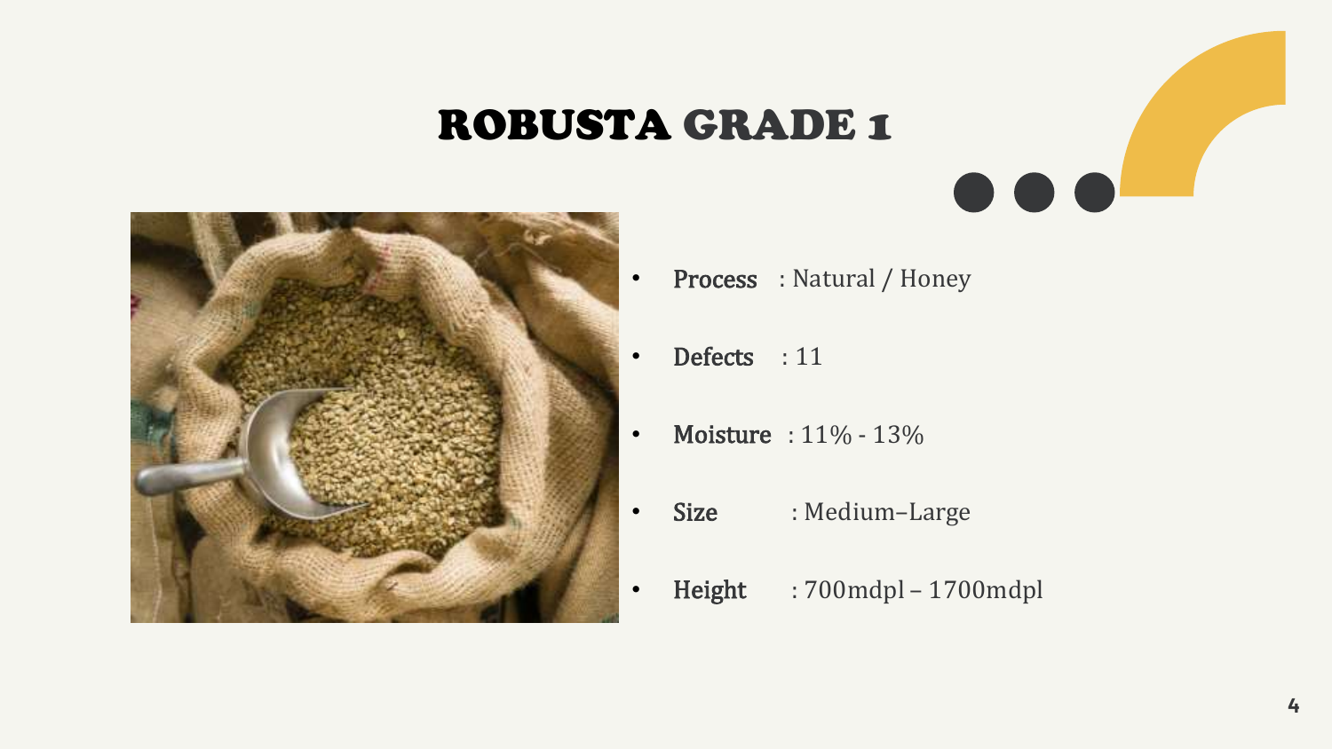# ROBUSTA GRADE 1

- **Process** : Natural / Honey
- **Defects** : 11
- **Moisture** : 11% - 13%
- **Size** : Medium–Large
- **Height** : 700mdpl – 1700mdpl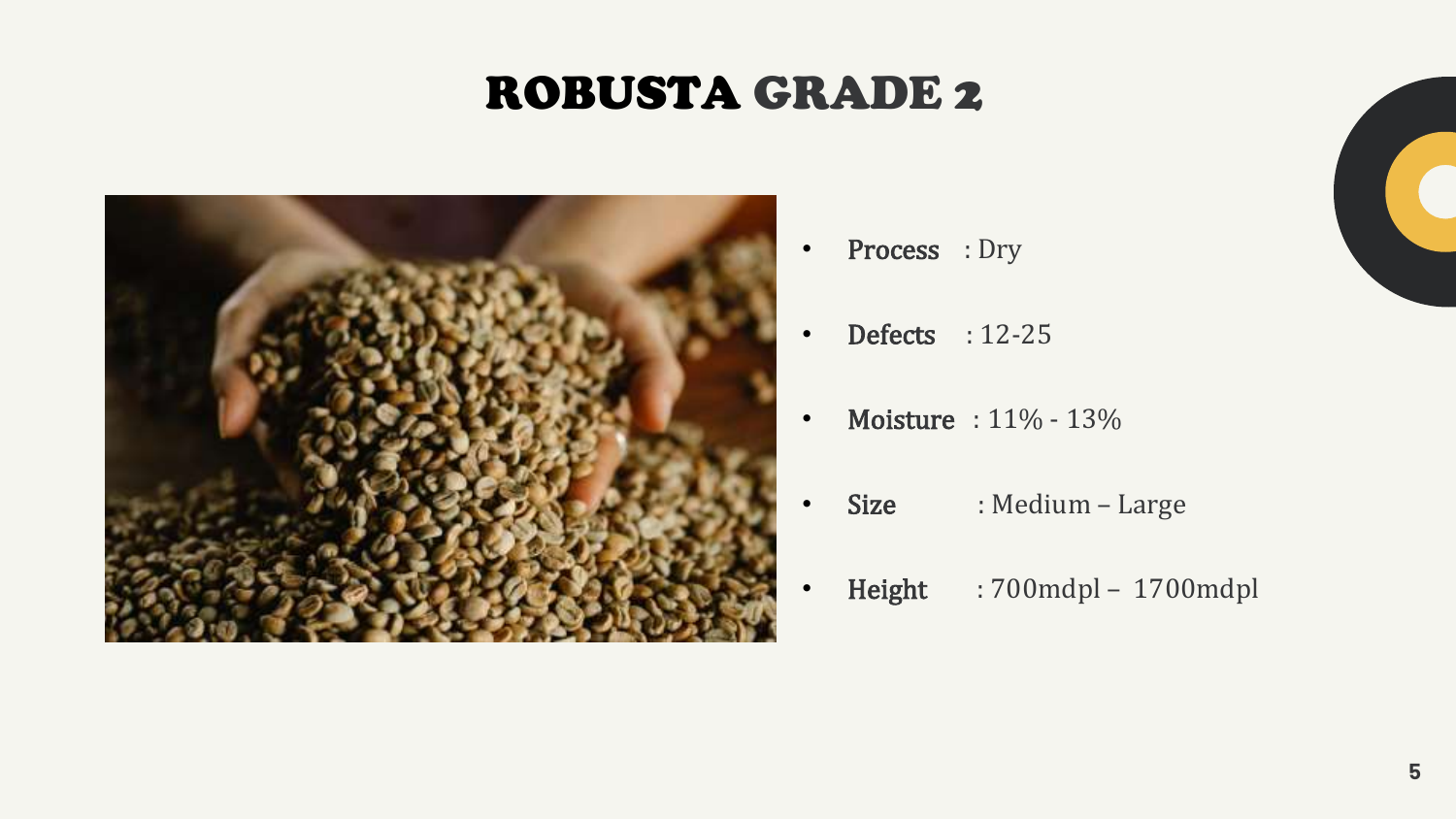# ROBUSTA GRADE 2

- **Process** : Dry
- **Defects** : 12-25
- **Moisture** : 11% - 13%
- **Size** : Medium – Large
- **Height** : 700mdpl – 1700mdpl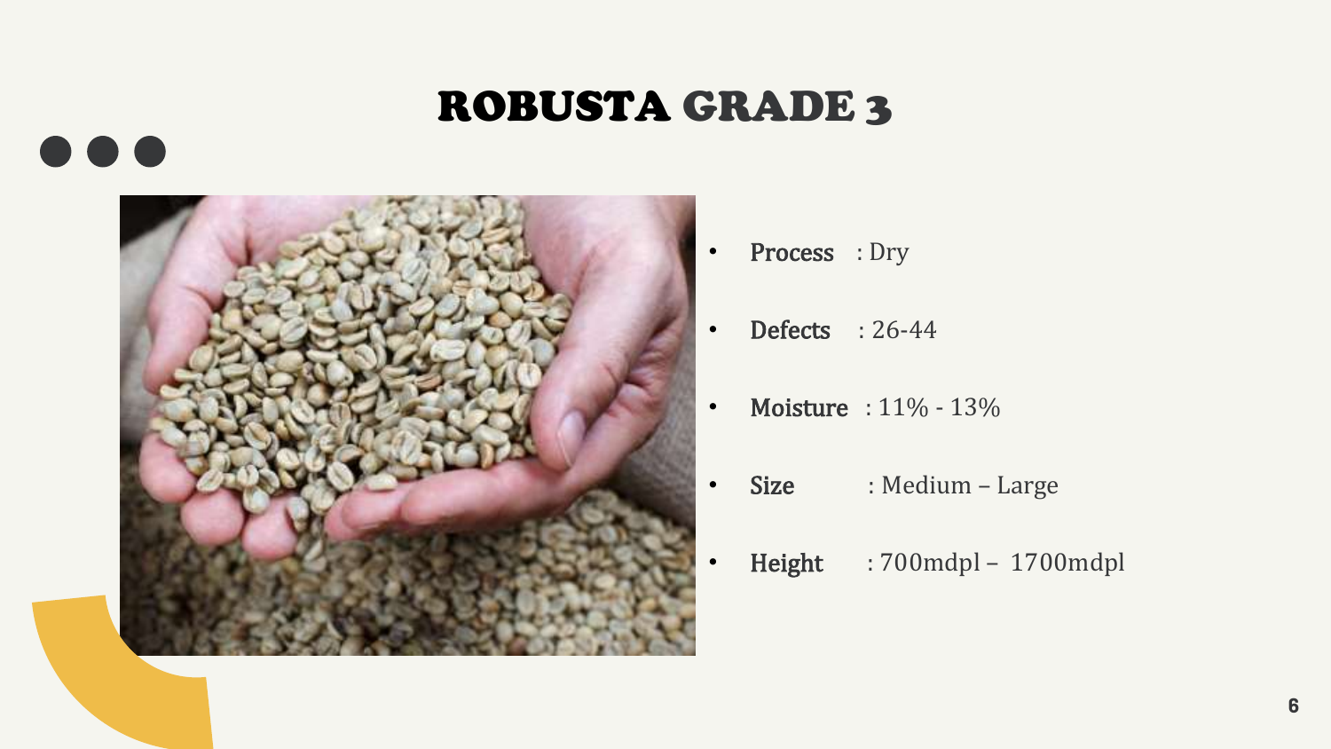# ROBUSTA GRADE 3

- **Process** : Dry
- **Defects** : 26-44
- **Moisture** : 11% - 13%
- **Size** : Medium – Large
- **Height** : 700mdpl – 1700mdpl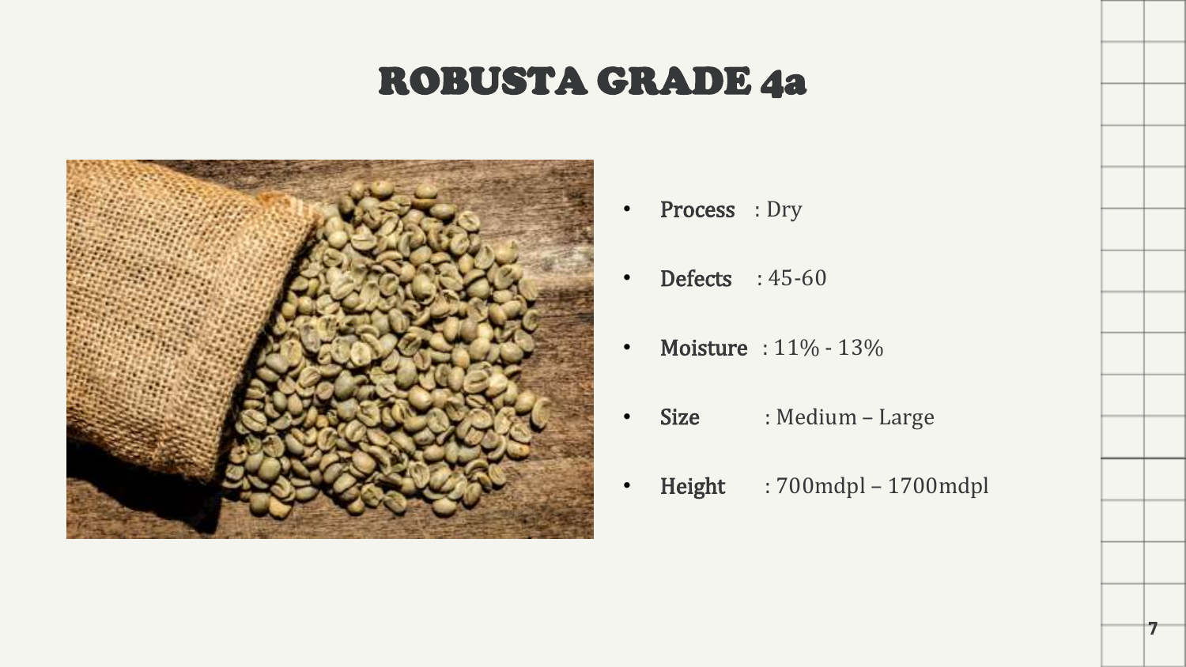# ROBUSTA GRADE 4a

- **Process** : Dry
- **Defects** : 45-60
- **Moisture** : 11% - 13%
- **Size** : Medium – Large
- **Height** : 700mdpl – 1700mdpl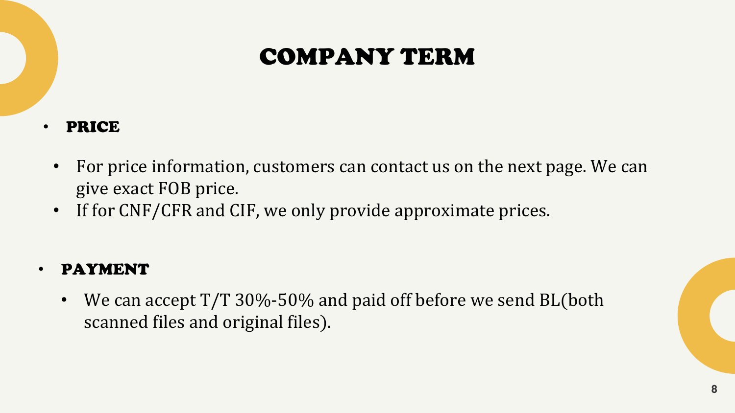# COMPANY TERM

- **PRICE**
  - For price information, customers can contact us on the next page. We can give exact FOB price.
  - If for CNF/CFR and CIF, we only provide approximate prices.

- **PAYMENT**
  - We can accept T/T 30%-50% and paid off before we send BL(both scanned files and original files).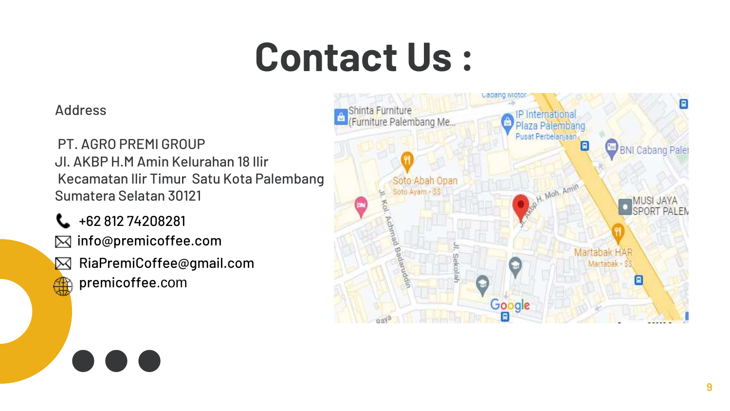# Contact Us :

Address

PT. AGRO PREMI GROUP
Jl. AKBP H.M Amin Kelurahan 18 Ilir
Kecamatan Ilir Timur Satu Kota Palembang
Sumatera Selatan 30121

+62 812 74208281

info@premicoffee.com

RiaPremiCoffee@gmail.com

premicoffee.com